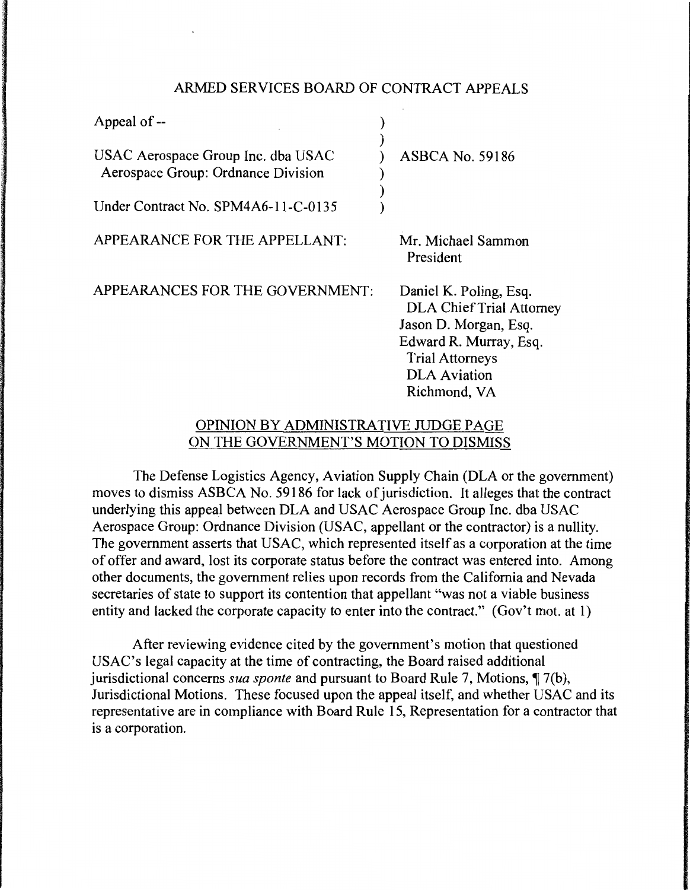# ARMED SERVICES BOARD OF CONTRACT APPEALS

Appeal of --

USAC Aerospace Group Inc. dba USAC Aerospace Group: Ordnance Division ) ASBCA No. 59186

Under Contract No. SPM4A6-11-C-0135

APPEARANCE FOR THE APPELLANT: Mr. Michael Sammon
President

APPEARANCES FOR THE GOVERNMENT: Daniel K. Poling, Esq.
DLA Chief Trial Attorney
Jason D. Morgan, Esq.
Edward R. Murray, Esq.
Trial Attorneys
DLA Aviation
Richmond, VA

## OPINION BY ADMINISTRATIVE JUDGE PAGE ON THE GOVERNMENT'S MOTION TO DISMISS

The Defense Logistics Agency, Aviation Supply Chain (DLA or the government) moves to dismiss ASBCA No. 59186 for lack of jurisdiction. It alleges that the contract underlying this appeal between DLA and USAC Aerospace Group Inc. dba USAC Aerospace Group: Ordnance Division (USAC, appellant or the contractor) is a nullity. The government asserts that USAC, which represented itself as a corporation at the time of offer and award, lost its corporate status before the contract was entered into. Among other documents, the government relies upon records from the California and Nevada secretaries of state to support its contention that appellant "was not a viable business entity and lacked the corporate capacity to enter into the contract." (Gov't mot. at 1)

After reviewing evidence cited by the government's motion that questioned USAC's legal capacity at the time of contracting, the Board raised additional jurisdictional concerns *sua sponte* and pursuant to Board Rule 7, Motions, ¶ 7(b), Jurisdictional Motions. These focused upon the appeal itself, and whether USAC and its representative are in compliance with Board Rule 15, Representation for a contractor that is a corporation.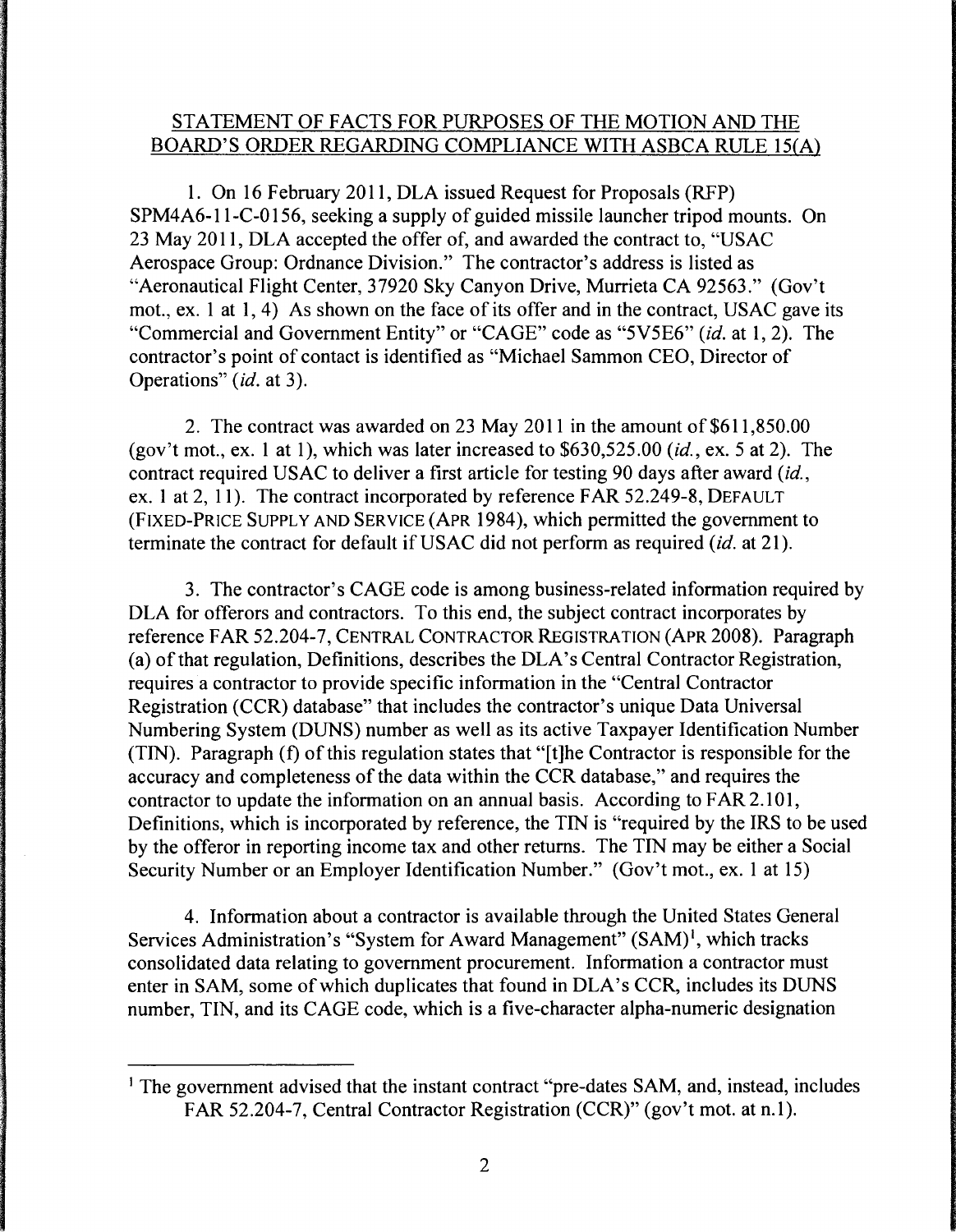## STATEMENT OF FACTS FOR PURPOSES OF THE MOTION AND THE BOARD'S ORDER REGARDING COMPLIANCE WITH ASBCA RULE 15(A)

1. On 16 February 2011, DLA issued Request for Proposals (RFP) SPM4A6-11-C-0156, seeking a supply of guided missile launcher tripod mounts. On 23 May 2011, DLA accepted the offer of, and awarded the contract to, "USAC Aerospace Group: Ordnance Division." The contractor's address is listed as "Aeronautical Flight Center, 37920 Sky Canyon Drive, Murrieta CA 92563." (Gov't mot., ex. 1 at 1, 4) As shown on the face of its offer and in the contract, USAC gave its "Commercial and Government Entity" or "CAGE" code as "5V5E6" (*id.* at 1, 2). The contractor's point of contact is identified as "Michael Sammon CEO, Director of Operations" (*id.* at 3).

2. The contract was awarded on 23 May 2011 in the amount of $611,850.00 (gov't mot., ex. 1 at 1), which was later increased to $630,525.00 (*id.*, ex. 5 at 2). The contract required USAC to deliver a first article for testing 90 days after award (*id.*, ex. 1 at 2, 11). The contract incorporated by reference FAR 52.249-8, DEFAULT (FIXED-PRICE SUPPLY AND SERVICE (APR 1984), which permitted the government to terminate the contract for default if USAC did not perform as required (*id.* at 21).

3. The contractor's CAGE code is among business-related information required by DLA for offerors and contractors. To this end, the subject contract incorporates by reference FAR 52.204-7, CENTRAL CONTRACTOR REGISTRATION (APR 2008). Paragraph (a) of that regulation, Definitions, describes the DLA's Central Contractor Registration, requires a contractor to provide specific information in the "Central Contractor Registration (CCR) database" that includes the contractor's unique Data Universal Numbering System (DUNS) number as well as its active Taxpayer Identification Number (TIN). Paragraph (f) of this regulation states that "[t]he Contractor is responsible for the accuracy and completeness of the data within the CCR database," and requires the contractor to update the information on an annual basis. According to FAR 2.101, Definitions, which is incorporated by reference, the TIN is "required by the IRS to be used by the offeror in reporting income tax and other returns. The TIN may be either a Social Security Number or an Employer Identification Number." (Gov't mot., ex. 1 at 15)

4. Information about a contractor is available through the United States General Services Administration's "System for Award Management" (SAM)[1], which tracks consolidated data relating to government procurement. Information a contractor must enter in SAM, some of which duplicates that found in DLA's CCR, includes its DUNS number, TIN, and its CAGE code, which is a five-character alpha-numeric designation

[1] The government advised that the instant contract "pre-dates SAM, and, instead, includes FAR 52.204-7, Central Contractor Registration (CCR)" (gov't mot. at n.1).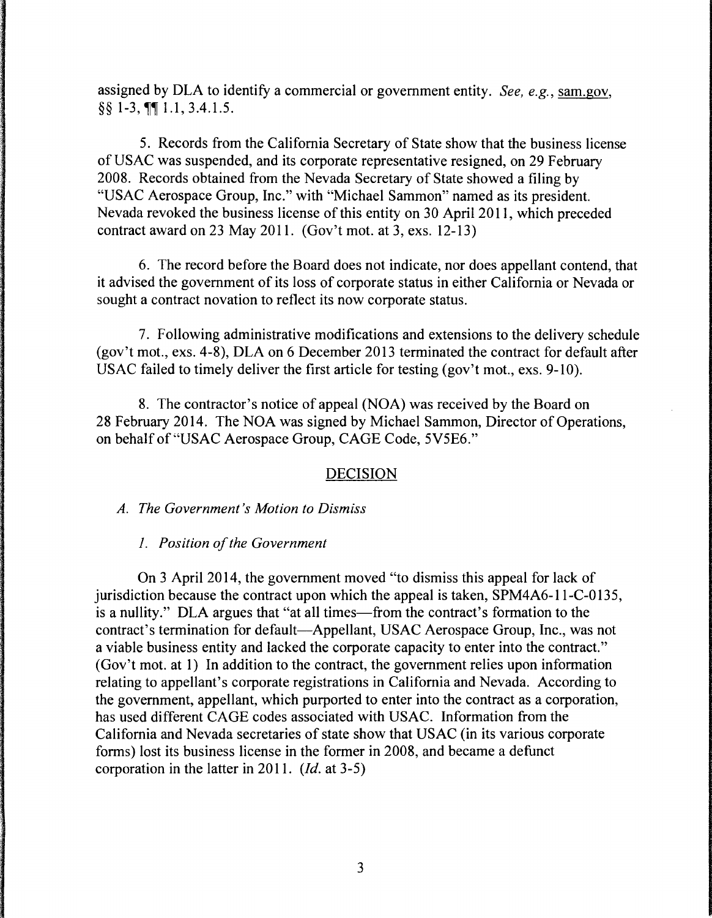assigned by DLA to identify a commercial or government entity. *See, e.g.*, sam.gov, §§ 1-3, ¶¶ 1.1, 3.4.1.5.

5. Records from the California Secretary of State show that the business license of USAC was suspended, and its corporate representative resigned, on 29 February 2008. Records obtained from the Nevada Secretary of State showed a filing by "USAC Aerospace Group, Inc." with "Michael Sammon" named as its president. Nevada revoked the business license of this entity on 30 April 2011, which preceded contract award on 23 May 2011. (Gov't mot. at 3, exs. 12-13)

6. The record before the Board does not indicate, nor does appellant contend, that it advised the government of its loss of corporate status in either California or Nevada or sought a contract novation to reflect its now corporate status.

7. Following administrative modifications and extensions to the delivery schedule (gov't mot., exs. 4-8), DLA on 6 December 2013 terminated the contract for default after USAC failed to timely deliver the first article for testing (gov't mot., exs. 9-10).

8. The contractor's notice of appeal (NOA) was received by the Board on 28 February 2014. The NOA was signed by Michael Sammon, Director of Operations, on behalf of "USAC Aerospace Group, CAGE Code, 5V5E6."

## DECISION

### *A. The Government's Motion to Dismiss*

#### *1. Position of the Government*

On 3 April 2014, the government moved "to dismiss this appeal for lack of jurisdiction because the contract upon which the appeal is taken, SPM4A6-11-C-0135, is a nullity." DLA argues that "at all times—from the contract's formation to the contract's termination for default—Appellant, USAC Aerospace Group, Inc., was not a viable business entity and lacked the corporate capacity to enter into the contract." (Gov't mot. at 1) In addition to the contract, the government relies upon information relating to appellant's corporate registrations in California and Nevada. According to the government, appellant, which purported to enter into the contract as a corporation, has used different CAGE codes associated with USAC. Information from the California and Nevada secretaries of state show that USAC (in its various corporate forms) lost its business license in the former in 2008, and became a defunct corporation in the latter in 2011. (*Id.* at 3-5)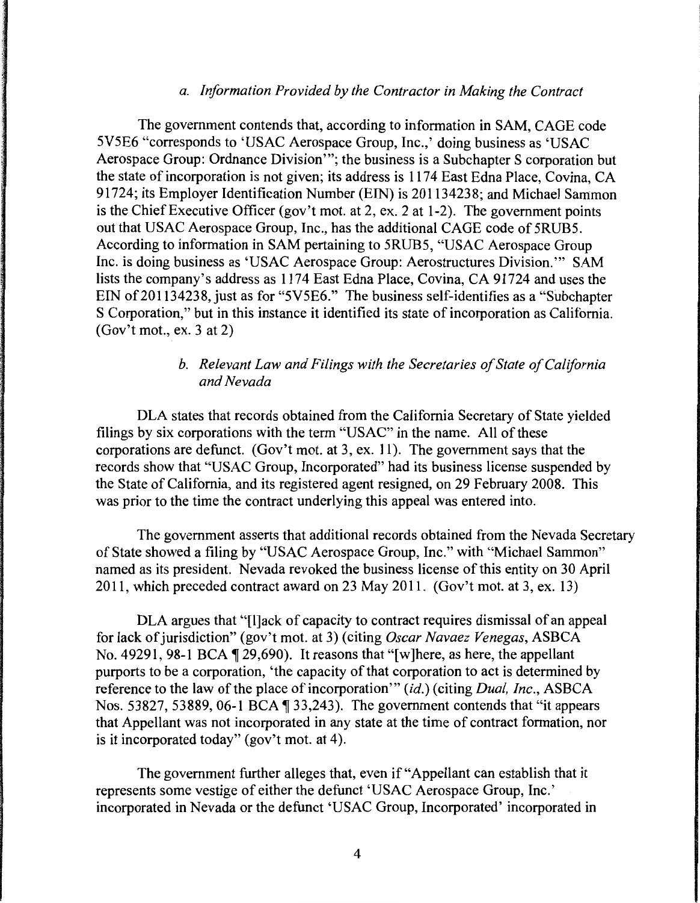*a. Information Provided by the Contractor in Making the Contract*

The government contends that, according to information in SAM, CAGE code 5V5E6 "corresponds to 'USAC Aerospace Group, Inc.,' doing business as 'USAC Aerospace Group: Ordnance Division'"; the business is a Subchapter S corporation but the state of incorporation is not given; its address is 1174 East Edna Place, Covina, CA 91724; its Employer Identification Number (EIN) is 201134238; and Michael Sammon is the Chief Executive Officer (gov't mot. at 2, ex. 2 at 1-2). The government points out that USAC Aerospace Group, Inc., has the additional CAGE code of 5RUB5. According to information in SAM pertaining to 5RUB5, "USAC Aerospace Group Inc. is doing business as 'USAC Aerospace Group: Aerostructures Division.'" SAM lists the company's address as 1174 East Edna Place, Covina, CA 91724 and uses the EIN of 201134238, just as for "5V5E6." The business self-identifies as a "Subchapter S Corporation," but in this instance it identified its state of incorporation as California. (Gov't mot., ex. 3 at 2)

*b. Relevant Law and Filings with the Secretaries of State of California and Nevada*

DLA states that records obtained from the California Secretary of State yielded filings by six corporations with the term "USAC" in the name. All of these corporations are defunct. (Gov't mot. at 3, ex. 11). The government says that the records show that "USAC Group, Incorporated" had its business license suspended by the State of California, and its registered agent resigned, on 29 February 2008. This was prior to the time the contract underlying this appeal was entered into.

The government asserts that additional records obtained from the Nevada Secretary of State showed a filing by "USAC Aerospace Group, Inc." with "Michael Sammon" named as its president. Nevada revoked the business license of this entity on 30 April 2011, which preceded contract award on 23 May 2011. (Gov't mot. at 3, ex. 13)

DLA argues that "[l]ack of capacity to contract requires dismissal of an appeal for lack of jurisdiction" (gov't mot. at 3) (citing *Oscar Navaez Venegas*, ASBCA No. 49291, 98-1 BCA ¶ 29,690). It reasons that "[w]here, as here, the appellant purports to be a corporation, 'the capacity of that corporation to act is determined by reference to the law of the place of incorporation'" (*id.*) (citing *Dual, Inc.*, ASBCA Nos. 53827, 53889, 06-1 BCA ¶ 33,243). The government contends that "it appears that Appellant was not incorporated in any state at the time of contract formation, nor is it incorporated today" (gov't mot. at 4).

The government further alleges that, even if "Appellant can establish that it represents some vestige of either the defunct 'USAC Aerospace Group, Inc.' incorporated in Nevada or the defunct 'USAC Group, Incorporated' incorporated in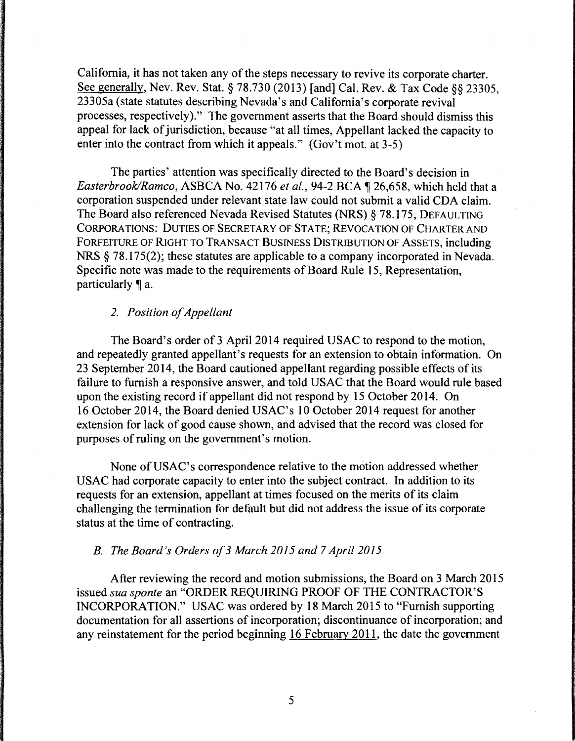California, it has not taken any of the steps necessary to revive its corporate charter. See generally, Nev. Rev. Stat. § 78.730 (2013) [and] Cal. Rev. & Tax Code §§ 23305, 23305a (state statutes describing Nevada's and California's corporate revival processes, respectively)." The government asserts that the Board should dismiss this appeal for lack of jurisdiction, because "at all times, Appellant lacked the capacity to enter into the contract from which it appeals." (Gov't mot. at 3-5)

The parties' attention was specifically directed to the Board's decision in *Easterbrook/Ramco*, ASBCA No. 42176 *et al.*, 94-2 BCA ¶ 26,658, which held that a corporation suspended under relevant state law could not submit a valid CDA claim. The Board also referenced Nevada Revised Statutes (NRS) § 78.175, DEFAULTING CORPORATIONS: DUTIES OF SECRETARY OF STATE; REVOCATION OF CHARTER AND FORFEITURE OF RIGHT TO TRANSACT BUSINESS DISTRIBUTION OF ASSETS, including NRS § 78.175(2); these statutes are applicable to a company incorporated in Nevada. Specific note was made to the requirements of Board Rule 15, Representation, particularly ¶ a.

*2. Position of Appellant*

The Board's order of 3 April 2014 required USAC to respond to the motion, and repeatedly granted appellant's requests for an extension to obtain information. On 23 September 2014, the Board cautioned appellant regarding possible effects of its failure to furnish a responsive answer, and told USAC that the Board would rule based upon the existing record if appellant did not respond by 15 October 2014. On 16 October 2014, the Board denied USAC's 10 October 2014 request for another extension for lack of good cause shown, and advised that the record was closed for purposes of ruling on the government's motion.

None of USAC's correspondence relative to the motion addressed whether USAC had corporate capacity to enter into the subject contract. In addition to its requests for an extension, appellant at times focused on the merits of its claim challenging the termination for default but did not address the issue of its corporate status at the time of contracting.

*B. The Board's Orders of 3 March 2015 and 7 April 2015*

After reviewing the record and motion submissions, the Board on 3 March 2015 issued *sua sponte* an "ORDER REQUIRING PROOF OF THE CONTRACTOR'S INCORPORATION." USAC was ordered by 18 March 2015 to "Furnish supporting documentation for all assertions of incorporation; discontinuance of incorporation; and any reinstatement for the period beginning 16 February 2011, the date the government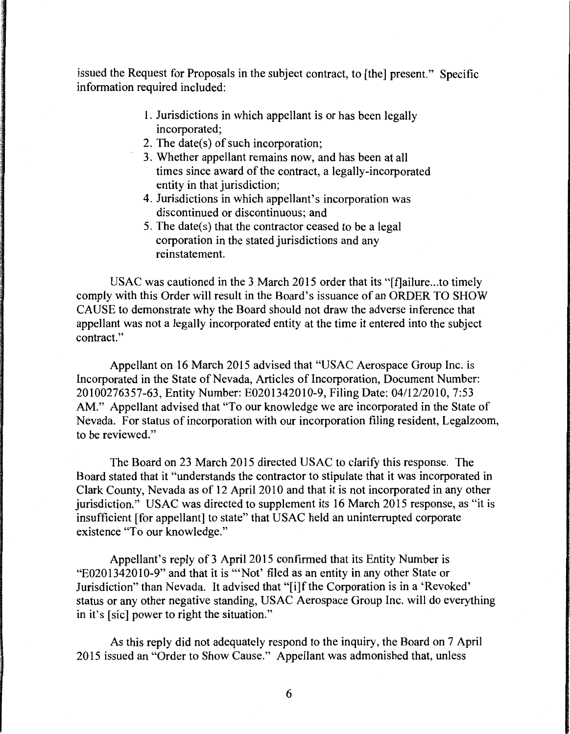issued the Request for Proposals in the subject contract, to [the] present." Specific information required included:

1. Jurisdictions in which appellant is or has been legally incorporated;
2. The date(s) of such incorporation;
3. Whether appellant remains now, and has been at all times since award of the contract, a legally-incorporated entity in that jurisdiction;
4. Jurisdictions in which appellant's incorporation was discontinued or discontinuous; and
5. The date(s) that the contractor ceased to be a legal corporation in the stated jurisdictions and any reinstatement.

USAC was cautioned in the 3 March 2015 order that its "[f]ailure...to timely comply with this Order will result in the Board's issuance of an ORDER TO SHOW CAUSE to demonstrate why the Board should not draw the adverse inference that appellant was not a legally incorporated entity at the time it entered into the subject contract."

Appellant on 16 March 2015 advised that "USAC Aerospace Group Inc. is Incorporated in the State of Nevada, Articles of Incorporation, Document Number: 20100276357-63, Entity Number: E0201342010-9, Filing Date: 04/12/2010, 7:53 AM." Appellant advised that "To our knowledge we are incorporated in the State of Nevada. For status of incorporation with our incorporation filing resident, Legalzoom, to be reviewed."

The Board on 23 March 2015 directed USAC to clarify this response. The Board stated that it "understands the contractor to stipulate that it was incorporated in Clark County, Nevada as of 12 April 2010 and that it is not incorporated in any other jurisdiction." USAC was directed to supplement its 16 March 2015 response, as "it is insufficient [for appellant] to state" that USAC held an uninterrupted corporate existence "To our knowledge."

Appellant's reply of 3 April 2015 confirmed that its Entity Number is "E0201342010-9" and that it is "'Not' filed as an entity in any other State or Jurisdiction" than Nevada. It advised that "[i]f the Corporation is in a 'Revoked' status or any other negative standing, USAC Aerospace Group Inc. will do everything in it's [sic] power to right the situation."

As this reply did not adequately respond to the inquiry, the Board on 7 April 2015 issued an "Order to Show Cause." Appellant was admonished that, unless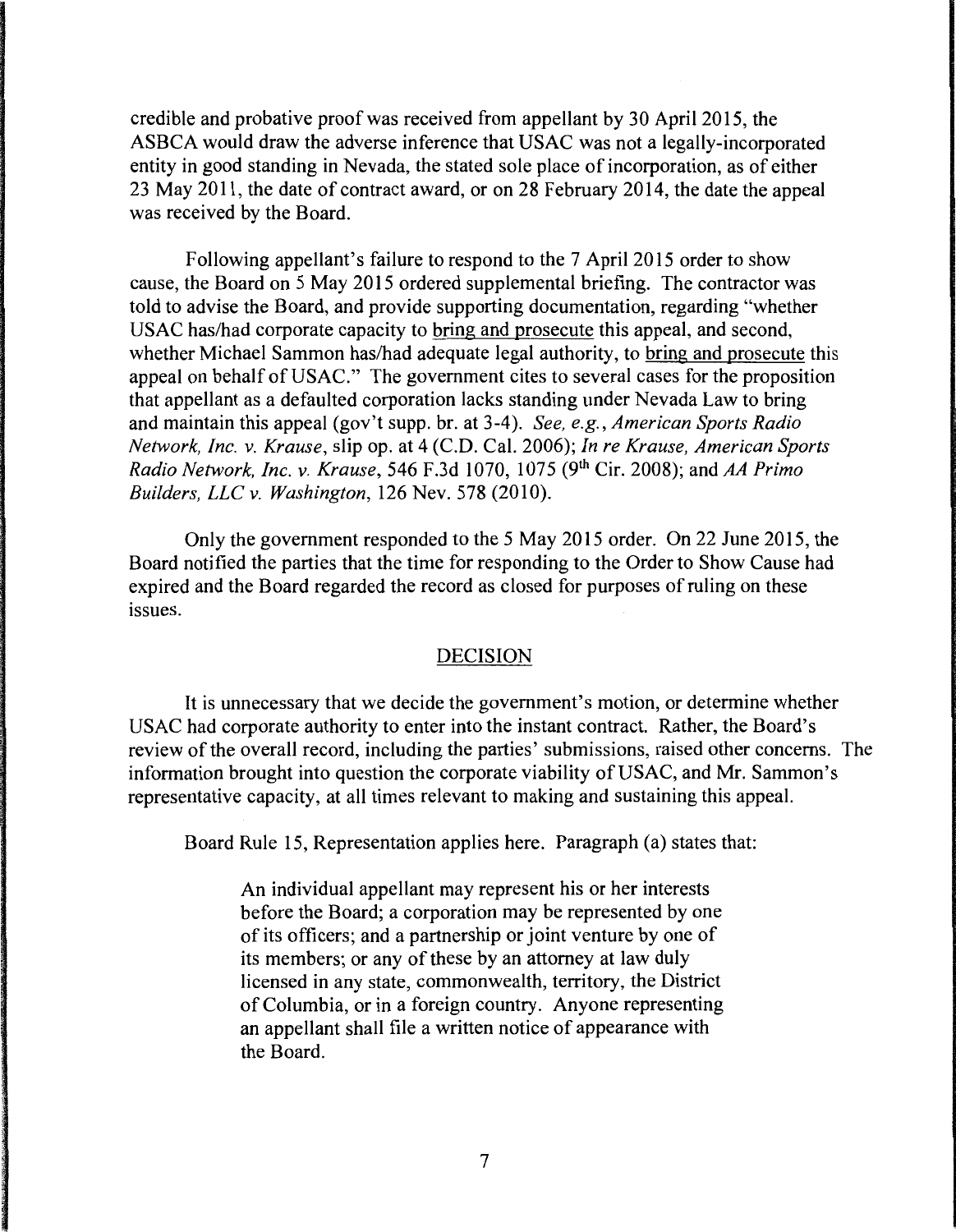credible and probative proof was received from appellant by 30 April 2015, the ASBCA would draw the adverse inference that USAC was not a legally-incorporated entity in good standing in Nevada, the stated sole place of incorporation, as of either 23 May 2011, the date of contract award, or on 28 February 2014, the date the appeal was received by the Board.

Following appellant's failure to respond to the 7 April 2015 order to show cause, the Board on 5 May 2015 ordered supplemental briefing. The contractor was told to advise the Board, and provide supporting documentation, regarding "whether USAC has/had corporate capacity to bring and prosecute this appeal, and second, whether Michael Sammon has/had adequate legal authority, to bring and prosecute this appeal on behalf of USAC." The government cites to several cases for the proposition that appellant as a defaulted corporation lacks standing under Nevada Law to bring and maintain this appeal (gov't supp. br. at 3-4). *See, e.g., American Sports Radio Network, Inc. v. Krause*, slip op. at 4 (C.D. Cal. 2006); *In re Krause, American Sports Radio Network, Inc. v. Krause*, 546 F.3d 1070, 1075 (9th Cir. 2008); and *AA Primo Builders, LLC v. Washington*, 126 Nev. 578 (2010).

Only the government responded to the 5 May 2015 order. On 22 June 2015, the Board notified the parties that the time for responding to the Order to Show Cause had expired and the Board regarded the record as closed for purposes of ruling on these issues.

## DECISION

It is unnecessary that we decide the government's motion, or determine whether USAC had corporate authority to enter into the instant contract. Rather, the Board's review of the overall record, including the parties' submissions, raised other concerns. The information brought into question the corporate viability of USAC, and Mr. Sammon's representative capacity, at all times relevant to making and sustaining this appeal.

Board Rule 15, Representation applies here. Paragraph (a) states that:

> An individual appellant may represent his or her interests before the Board; a corporation may be represented by one of its officers; and a partnership or joint venture by one of its members; or any of these by an attorney at law duly licensed in any state, commonwealth, territory, the District of Columbia, or in a foreign country. Anyone representing an appellant shall file a written notice of appearance with the Board.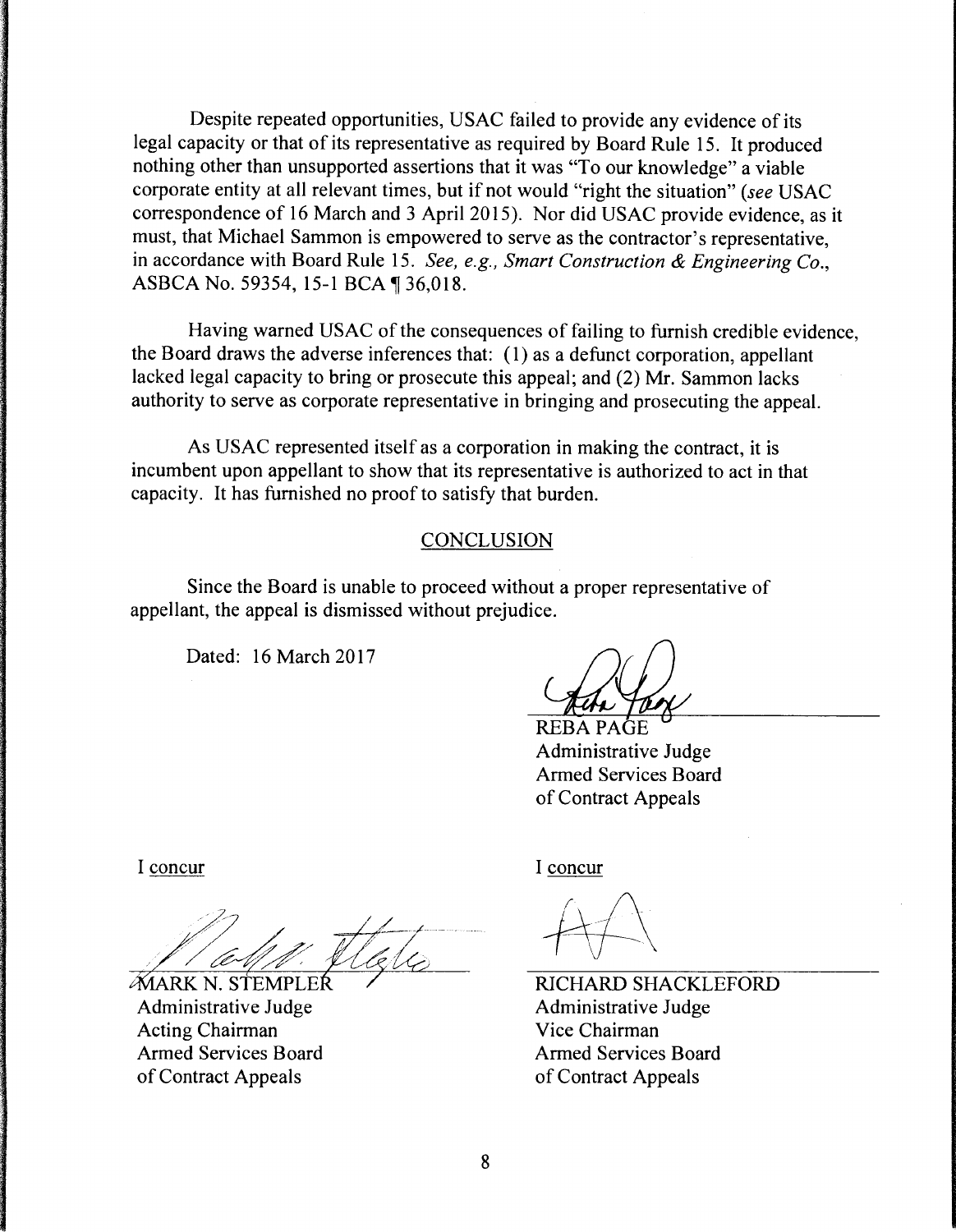Despite repeated opportunities, USAC failed to provide any evidence of its legal capacity or that of its representative as required by Board Rule 15. It produced nothing other than unsupported assertions that it was "To our knowledge" a viable corporate entity at all relevant times, but if not would "right the situation" (*see* USAC correspondence of 16 March and 3 April 2015). Nor did USAC provide evidence, as it must, that Michael Sammon is empowered to serve as the contractor's representative, in accordance with Board Rule 15. *See, e.g., Smart Construction & Engineering Co.*, ASBCA No. 59354, 15-1 BCA ¶ 36,018.

Having warned USAC of the consequences of failing to furnish credible evidence, the Board draws the adverse inferences that: (1) as a defunct corporation, appellant lacked legal capacity to bring or prosecute this appeal; and (2) Mr. Sammon lacks authority to serve as corporate representative in bringing and prosecuting the appeal.

As USAC represented itself as a corporation in making the contract, it is incumbent upon appellant to show that its representative is authorized to act in that capacity. It has furnished no proof to satisfy that burden.

## CONCLUSION

Since the Board is unable to proceed without a proper representative of appellant, the appeal is dismissed without prejudice.

Dated: 16 March 2017

REBA PAGE
Administrative Judge
Armed Services Board
of Contract Appeals

I concur

MARK N. STEMPLER
Administrative Judge
Acting Chairman
Armed Services Board
of Contract Appeals

I concur

RICHARD SHACKLEFORD
Administrative Judge
Vice Chairman
Armed Services Board
of Contract Appeals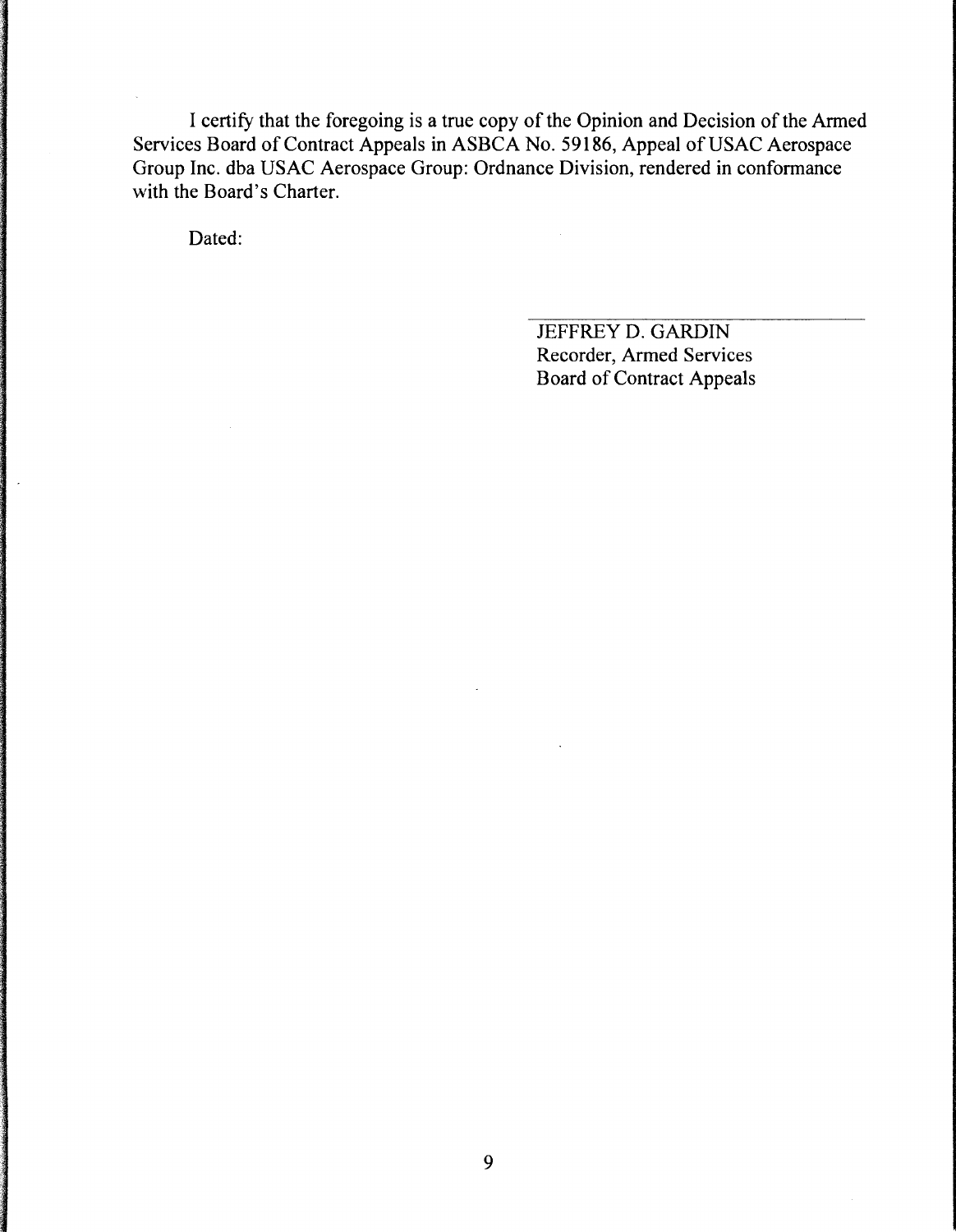I certify that the foregoing is a true copy of the Opinion and Decision of the Armed Services Board of Contract Appeals in ASBCA No. 59186, Appeal of USAC Aerospace Group Inc. dba USAC Aerospace Group: Ordnance Division, rendered in conformance with the Board's Charter.

Dated:

JEFFREY D. GARDIN
Recorder, Armed Services
Board of Contract Appeals